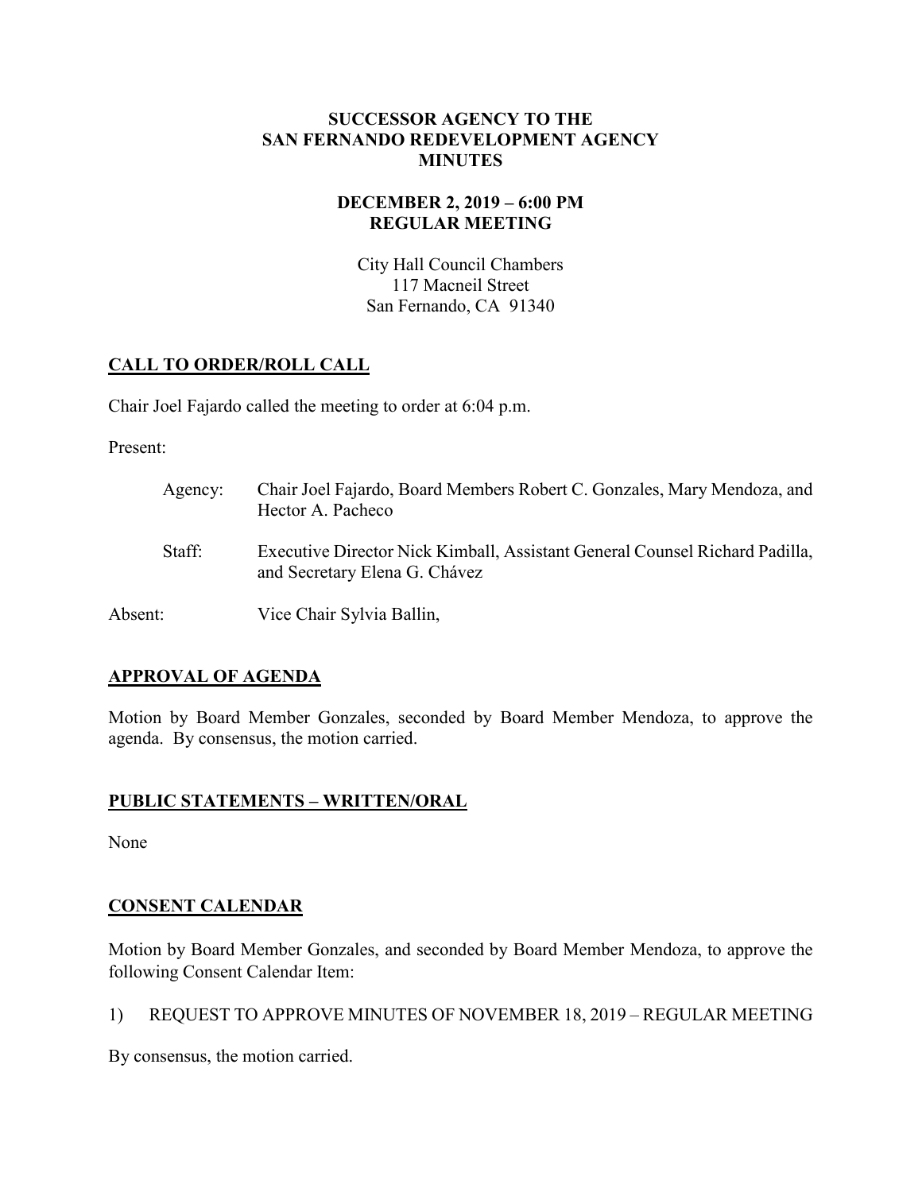# SUCCESSOR AGENCY TO THE SAN FERNANDO REDEVELOPMENT AGENCY MINUTES

## DECEMBER 2, 2019 – 6:00 PM REGULAR MEETING

City Hall Council Chambers
117 Macneil Street
San Fernando, CA 91340

## CALL TO ORDER/ROLL CALL

Chair Joel Fajardo called the meeting to order at 6:04 p.m.

Present:

Agency: Chair Joel Fajardo, Board Members Robert C. Gonzales, Mary Mendoza, and Hector A. Pacheco

Staff: Executive Director Nick Kimball, Assistant General Counsel Richard Padilla, and Secretary Elena G. Chávez

Absent: Vice Chair Sylvia Ballin,

## APPROVAL OF AGENDA

Motion by Board Member Gonzales, seconded by Board Member Mendoza, to approve the agenda. By consensus, the motion carried.

## PUBLIC STATEMENTS – WRITTEN/ORAL

None

## CONSENT CALENDAR

Motion by Board Member Gonzales, and seconded by Board Member Mendoza, to approve the following Consent Calendar Item:

1) REQUEST TO APPROVE MINUTES OF NOVEMBER 18, 2019 – REGULAR MEETING

By consensus, the motion carried.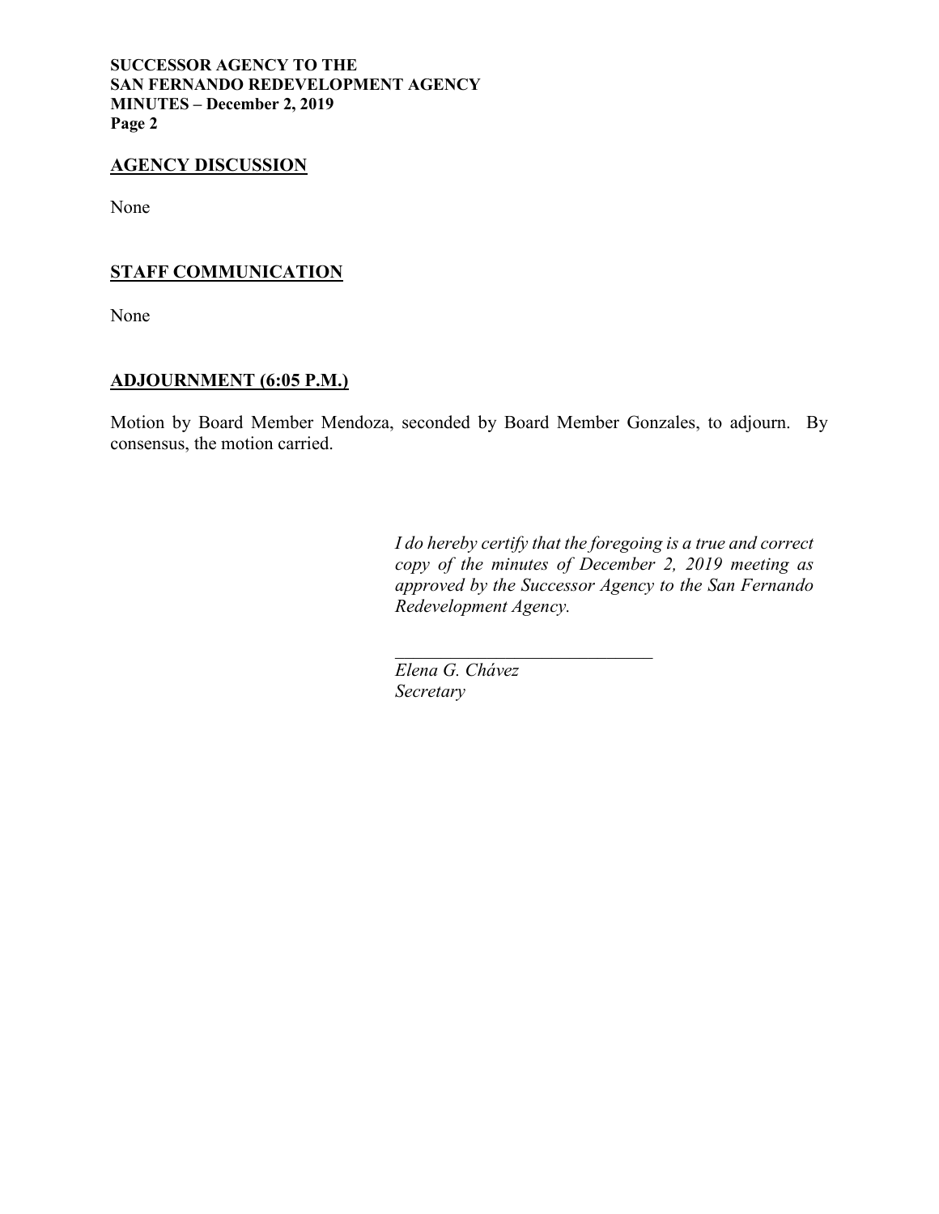## AGENCY DISCUSSION

None

## STAFF COMMUNICATION

None

## ADJOURNMENT (6:05 P.M.)

Motion by Board Member Mendoza, seconded by Board Member Gonzales, to adjourn. By consensus, the motion carried.

*I do hereby certify that the foregoing is a true and correct copy of the minutes of December 2, 2019 meeting as approved by the Successor Agency to the San Fernando Redevelopment Agency.*

\_\_\_\_\_\_\_\_\_\_\_\_\_\_\_\_\_\_\_\_\_\_\_\_\_\_\_\_\_

*Elena G. Chávez*
*Secretary*